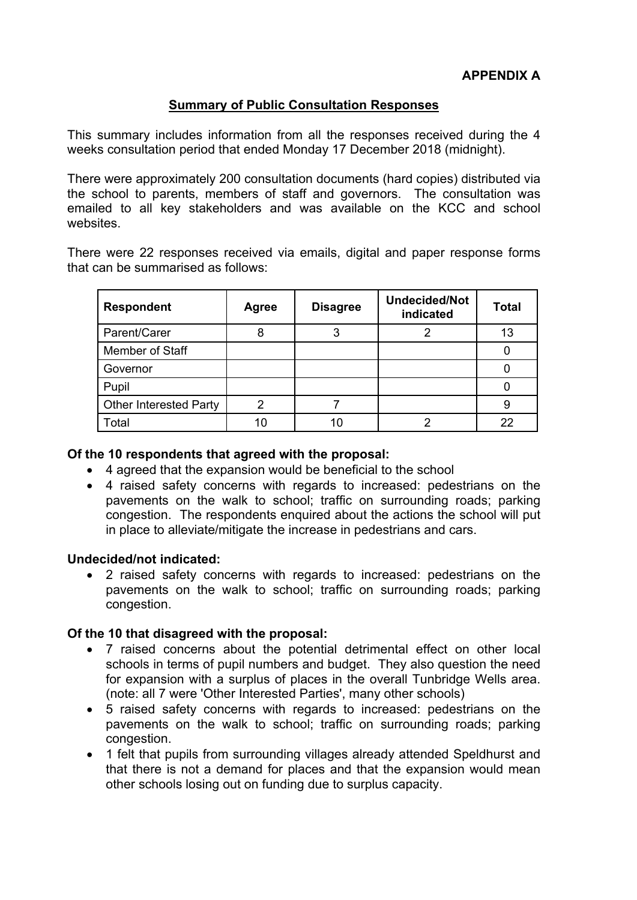**APPENDIX A**

## Summary of Public Consultation Responses

This summary includes information from all the responses received during the 4 weeks consultation period that ended Monday 17 December 2018 (midnight).

There were approximately 200 consultation documents (hard copies) distributed via the school to parents, members of staff and governors. The consultation was emailed to all key stakeholders and was available on the KCC and school websites.

There were 22 responses received via emails, digital and paper response forms that can be summarised as follows:

| Respondent | Agree | Disagree | Undecided/Not indicated | Total |
| --- | --- | --- | --- | --- |
| Parent/Carer | 8 | 3 | 2 | 13 |
| Member of Staff | | | | 0 |
| Governor | | | | 0 |
| Pupil | | | | 0 |
| Other Interested Party | 2 | 7 | | 9 |
| Total | 10 | 10 | 2 | 22 |

**Of the 10 respondents that agreed with the proposal:**

- 4 agreed that the expansion would be beneficial to the school
- 4 raised safety concerns with regards to increased: pedestrians on the pavements on the walk to school; traffic on surrounding roads; parking congestion. The respondents enquired about the actions the school will put in place to alleviate/mitigate the increase in pedestrians and cars.

**Undecided/not indicated:**

- 2 raised safety concerns with regards to increased: pedestrians on the pavements on the walk to school; traffic on surrounding roads; parking congestion.

**Of the 10 that disagreed with the proposal:**

- 7 raised concerns about the potential detrimental effect on other local schools in terms of pupil numbers and budget. They also question the need for expansion with a surplus of places in the overall Tunbridge Wells area. (note: all 7 were 'Other Interested Parties', many other schools)
- 5 raised safety concerns with regards to increased: pedestrians on the pavements on the walk to school; traffic on surrounding roads; parking congestion.
- 1 felt that pupils from surrounding villages already attended Speldhurst and that there is not a demand for places and that the expansion would mean other schools losing out on funding due to surplus capacity.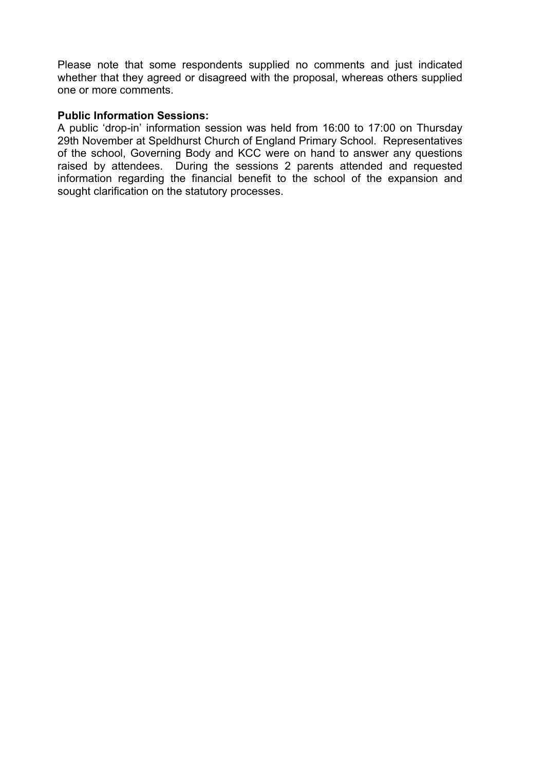Please note that some respondents supplied no comments and just indicated whether that they agreed or disagreed with the proposal, whereas others supplied one or more comments.

**Public Information Sessions:**

A public 'drop-in' information session was held from 16:00 to 17:00 on Thursday 29th November at Speldhurst Church of England Primary School. Representatives of the school, Governing Body and KCC were on hand to answer any questions raised by attendees. During the sessions 2 parents attended and requested information regarding the financial benefit to the school of the expansion and sought clarification on the statutory processes.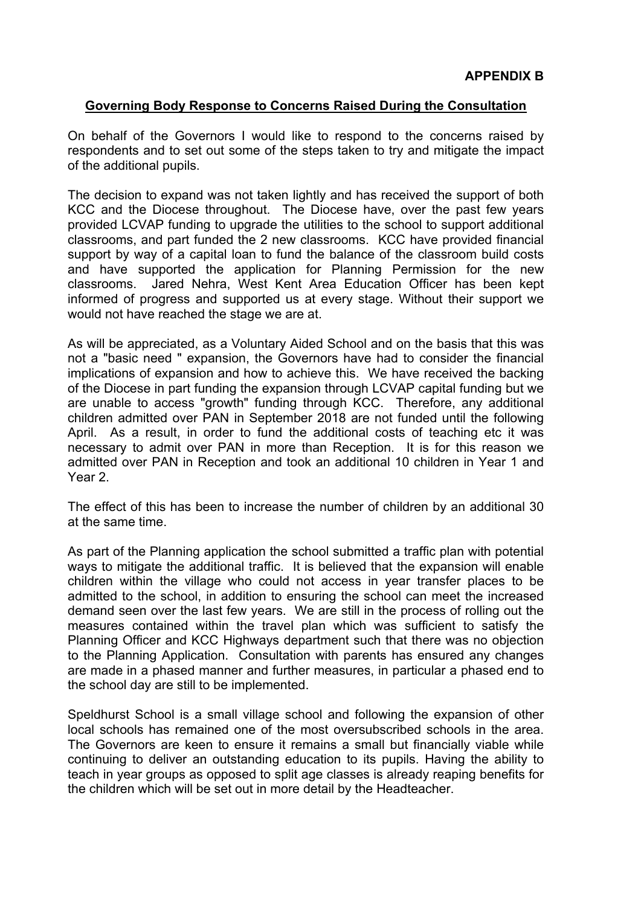**APPENDIX B**

**Governing Body Response to Concerns Raised During the Consultation**

On behalf of the Governors I would like to respond to the concerns raised by respondents and to set out some of the steps taken to try and mitigate the impact of the additional pupils.

The decision to expand was not taken lightly and has received the support of both KCC and the Diocese throughout. The Diocese have, over the past few years provided LCVAP funding to upgrade the utilities to the school to support additional classrooms, and part funded the 2 new classrooms. KCC have provided financial support by way of a capital loan to fund the balance of the classroom build costs and have supported the application for Planning Permission for the new classrooms. Jared Nehra, West Kent Area Education Officer has been kept informed of progress and supported us at every stage. Without their support we would not have reached the stage we are at.

As will be appreciated, as a Voluntary Aided School and on the basis that this was not a "basic need " expansion, the Governors have had to consider the financial implications of expansion and how to achieve this. We have received the backing of the Diocese in part funding the expansion through LCVAP capital funding but we are unable to access "growth" funding through KCC. Therefore, any additional children admitted over PAN in September 2018 are not funded until the following April. As a result, in order to fund the additional costs of teaching etc it was necessary to admit over PAN in more than Reception. It is for this reason we admitted over PAN in Reception and took an additional 10 children in Year 1 and Year 2.

The effect of this has been to increase the number of children by an additional 30 at the same time.

As part of the Planning application the school submitted a traffic plan with potential ways to mitigate the additional traffic. It is believed that the expansion will enable children within the village who could not access in year transfer places to be admitted to the school, in addition to ensuring the school can meet the increased demand seen over the last few years. We are still in the process of rolling out the measures contained within the travel plan which was sufficient to satisfy the Planning Officer and KCC Highways department such that there was no objection to the Planning Application. Consultation with parents has ensured any changes are made in a phased manner and further measures, in particular a phased end to the school day are still to be implemented.

Speldhurst School is a small village school and following the expansion of other local schools has remained one of the most oversubscribed schools in the area. The Governors are keen to ensure it remains a small but financially viable while continuing to deliver an outstanding education to its pupils. Having the ability to teach in year groups as opposed to split age classes is already reaping benefits for the children which will be set out in more detail by the Headteacher.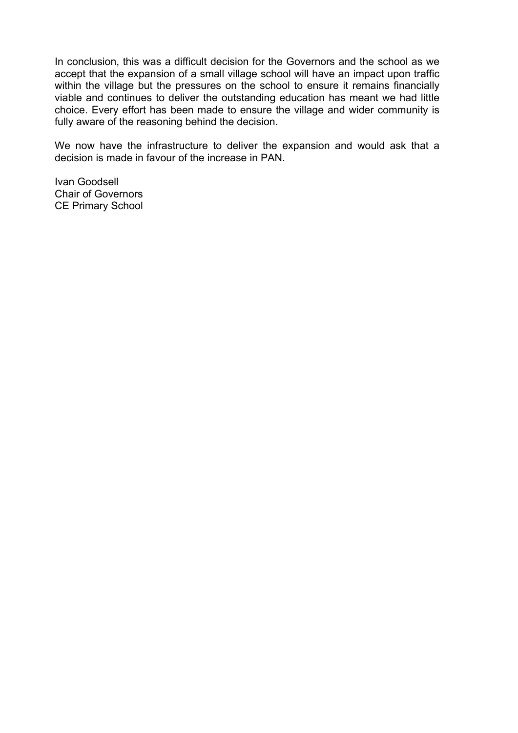In conclusion, this was a difficult decision for the Governors and the school as we accept that the expansion of a small village school will have an impact upon traffic within the village but the pressures on the school to ensure it remains financially viable and continues to deliver the outstanding education has meant we had little choice. Every effort has been made to ensure the village and wider community is fully aware of the reasoning behind the decision.

We now have the infrastructure to deliver the expansion and would ask that a decision is made in favour of the increase in PAN.

Ivan Goodsell
Chair of Governors
CE Primary School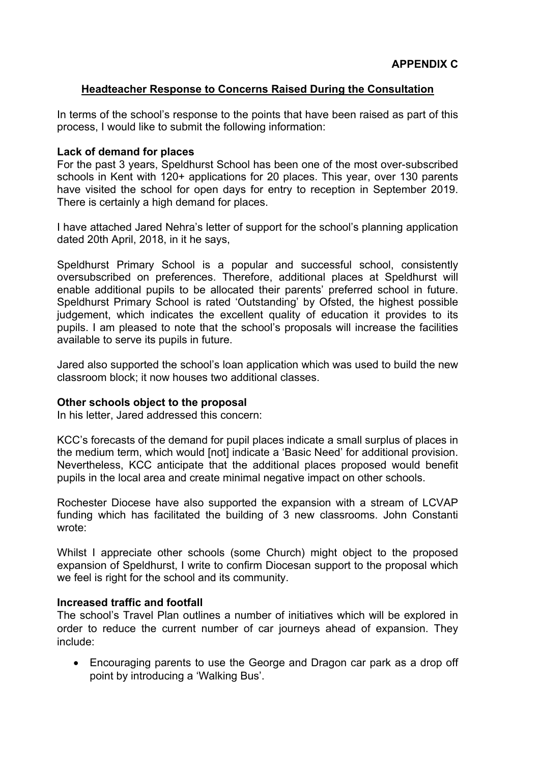**APPENDIX C**

## Headteacher Response to Concerns Raised During the Consultation

In terms of the school's response to the points that have been raised as part of this process, I would like to submit the following information:

**Lack of demand for places**

For the past 3 years, Speldhurst School has been one of the most over-subscribed schools in Kent with 120+ applications for 20 places. This year, over 130 parents have visited the school for open days for entry to reception in September 2019. There is certainly a high demand for places.

I have attached Jared Nehra's letter of support for the school's planning application dated 20th April, 2018, in it he says,

Speldhurst Primary School is a popular and successful school, consistently oversubscribed on preferences. Therefore, additional places at Speldhurst will enable additional pupils to be allocated their parents' preferred school in future. Speldhurst Primary School is rated 'Outstanding' by Ofsted, the highest possible judgement, which indicates the excellent quality of education it provides to its pupils. I am pleased to note that the school's proposals will increase the facilities available to serve its pupils in future.

Jared also supported the school's loan application which was used to build the new classroom block; it now houses two additional classes.

**Other schools object to the proposal**

In his letter, Jared addressed this concern:

KCC's forecasts of the demand for pupil places indicate a small surplus of places in the medium term, which would [not] indicate a 'Basic Need' for additional provision. Nevertheless, KCC anticipate that the additional places proposed would benefit pupils in the local area and create minimal negative impact on other schools.

Rochester Diocese have also supported the expansion with a stream of LCVAP funding which has facilitated the building of 3 new classrooms. John Constanti wrote:

Whilst I appreciate other schools (some Church) might object to the proposed expansion of Speldhurst, I write to confirm Diocesan support to the proposal which we feel is right for the school and its community.

**Increased traffic and footfall**

The school's Travel Plan outlines a number of initiatives which will be explored in order to reduce the current number of car journeys ahead of expansion. They include:

- Encouraging parents to use the George and Dragon car park as a drop off point by introducing a 'Walking Bus'.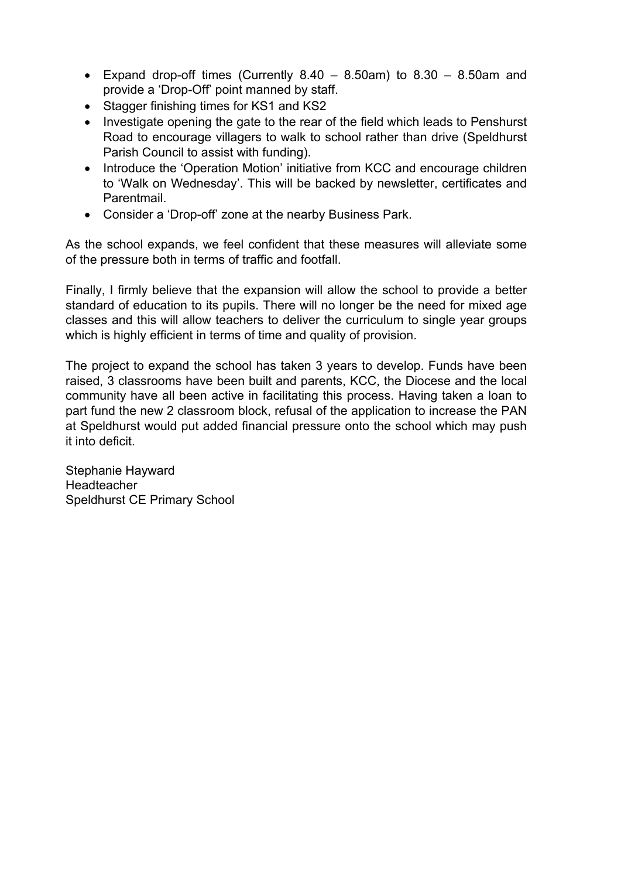- Expand drop-off times (Currently 8.40 – 8.50am) to 8.30 – 8.50am and provide a 'Drop-Off' point manned by staff.
- Stagger finishing times for KS1 and KS2
- Investigate opening the gate to the rear of the field which leads to Penshurst Road to encourage villagers to walk to school rather than drive (Speldhurst Parish Council to assist with funding).
- Introduce the 'Operation Motion' initiative from KCC and encourage children to 'Walk on Wednesday'. This will be backed by newsletter, certificates and Parentmail.
- Consider a 'Drop-off' zone at the nearby Business Park.

As the school expands, we feel confident that these measures will alleviate some of the pressure both in terms of traffic and footfall.

Finally, I firmly believe that the expansion will allow the school to provide a better standard of education to its pupils. There will no longer be the need for mixed age classes and this will allow teachers to deliver the curriculum to single year groups which is highly efficient in terms of time and quality of provision.

The project to expand the school has taken 3 years to develop. Funds have been raised, 3 classrooms have been built and parents, KCC, the Diocese and the local community have all been active in facilitating this process. Having taken a loan to part fund the new 2 classroom block, refusal of the application to increase the PAN at Speldhurst would put added financial pressure onto the school which may push it into deficit.

Stephanie Hayward
Headteacher
Speldhurst CE Primary School